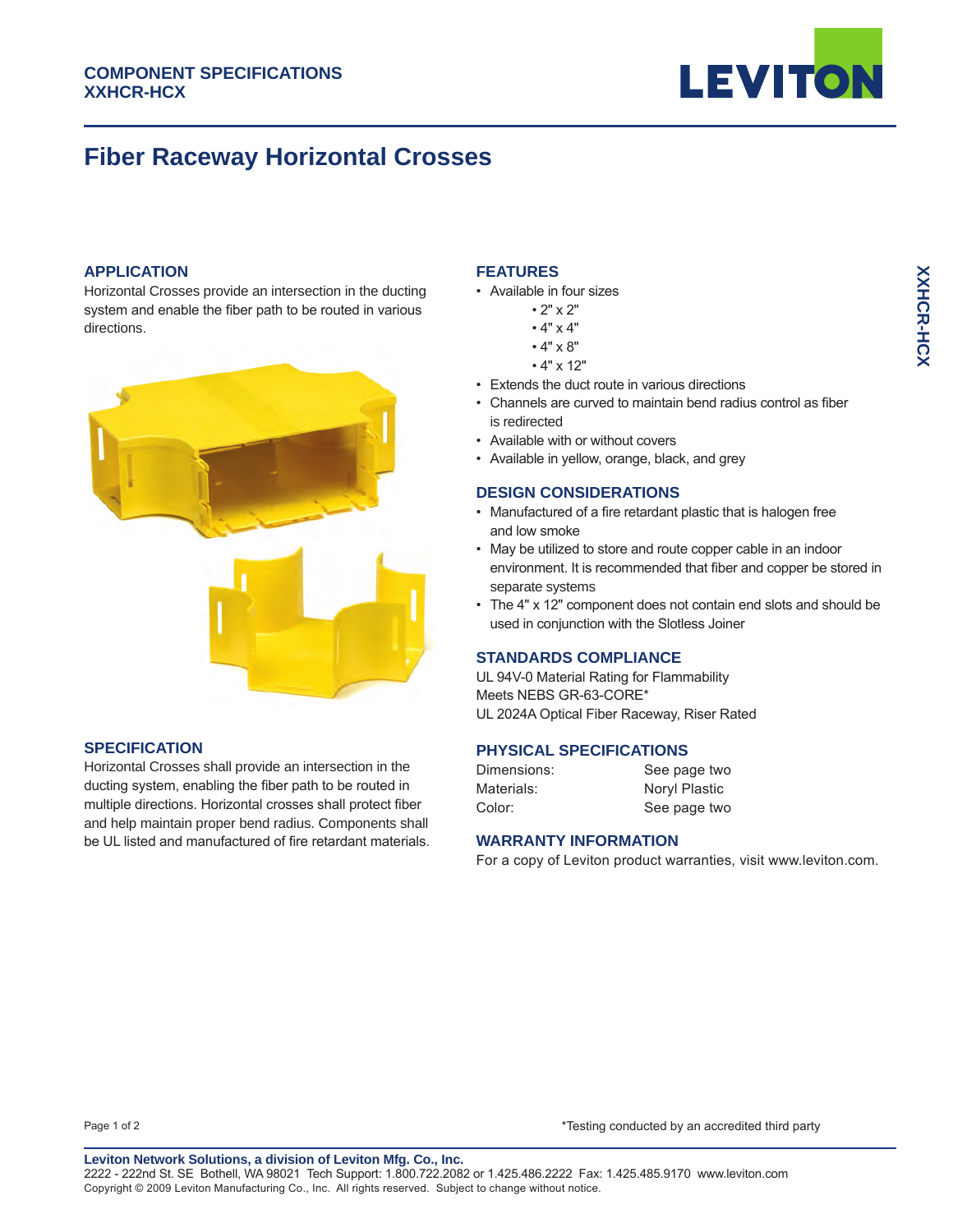**COMPONENT SPECIFICATIONS**
**XXHCR-HCX**

# Fiber Raceway Horizontal Crosses

## APPLICATION

Horizontal Crosses provide an intersection in the ducting system and enable the fiber path to be routed in various directions.

## SPECIFICATION

Horizontal Crosses shall provide an intersection in the ducting system, enabling the fiber path to be routed in multiple directions. Horizontal crosses shall protect fiber and help maintain proper bend radius. Components shall be UL listed and manufactured of fire retardant materials.

## FEATURES

- Available in four sizes
  - 2" x 2"
  - 4" x 4"
  - 4" x 8"
  - 4" x 12"
- Extends the duct route in various directions
- Channels are curved to maintain bend radius control as fiber is redirected
- Available with or without covers
- Available in yellow, orange, black, and grey

## DESIGN CONSIDERATIONS

- Manufactured of a fire retardant plastic that is halogen free and low smoke
- May be utilized to store and route copper cable in an indoor environment. It is recommended that fiber and copper be stored in separate systems
- The 4" x 12" component does not contain end slots and should be used in conjunction with the Slotless Joiner

## STANDARDS COMPLIANCE

UL 94V-0 Material Rating for Flammability
Meets NEBS GR-63-CORE*
UL 2024A Optical Fiber Raceway, Riser Rated

## PHYSICAL SPECIFICATIONS

| | |
|---|---|
| Dimensions: | See page two |
| Materials: | Noryl Plastic |
| Color: | See page two |

## WARRANTY INFORMATION

For a copy of Leviton product warranties, visit www.leviton.com.

*Testing conducted by an accredited third party

**Leviton Network Solutions, a division of Leviton Mfg. Co., Inc.**
2222 - 222nd St. SE Bothell, WA 98021 Tech Support: 1.800.722.2082 or 1.425.486.2222 Fax: 1.425.485.9170 www.leviton.com
Copyright © 2009 Leviton Manufacturing Co., Inc. All rights reserved. Subject to change without notice.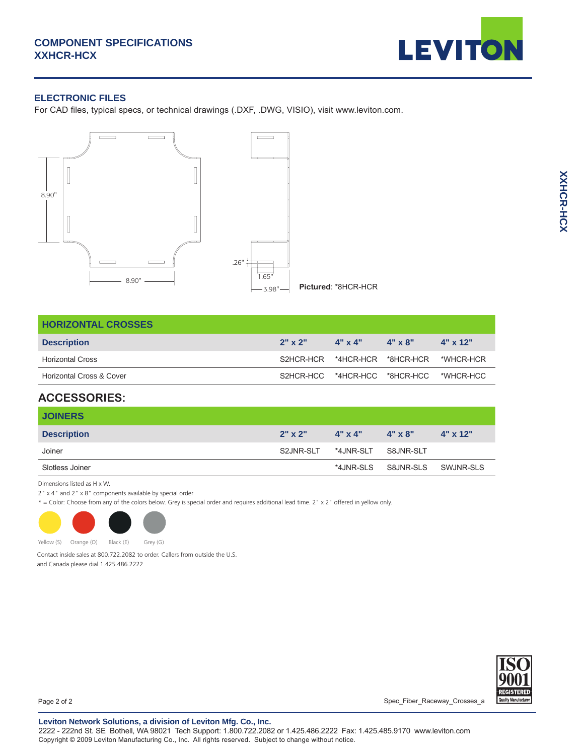# COMPONENT SPECIFICATIONS
# XXHCR-HCX

## ELECTRONIC FILES

For CAD files, typical specs, or technical drawings (.DXF, .DWG, VISIO), visit www.leviton.com.

8.90"
8.90"
.26"
1.65"
3.98"

**Pictured**: *8HCR-HCR

| HORIZONTAL CROSSES | | | | |
|---|---|---|---|---|
| **Description** | **2" x 2"** | **4" x 4"** | **4" x 8"** | **4" x 12"** |
| Horizontal Cross | S2HCR-HCR | *4HCR-HCR | *8HCR-HCR | *WHCR-HCR |
| Horizontal Cross & Cover | S2HCR-HCC | *4HCR-HCC | *8HCR-HCC | *WHCR-HCC |

## ACCESSORIES:

| JOINERS | | | | |
|---|---|---|---|---|
| **Description** | **2" x 2"** | **4" x 4"** | **4" x 8"** | **4" x 12"** |
| Joiner | S2JNR-SLT | *4JNR-SLT | S8JNR-SLT | |
| Slotless Joiner | | *4JNR-SLS | S8JNR-SLS | SWJNR-SLS |

Dimensions listed as H x W.

2" x 4" and 2" x 8" components available by special order

* = Color: Choose from any of the colors below. Grey is special order and requires additional lead time. 2" x 2" offered in yellow only.

Yellow (S) Orange (O) Black (E) Grey (G)

Contact inside sales at 800.722.2082 to order. Callers from outside the U.S. and Canada please dial 1.425.486.2222

Spec_Fiber_Raceway_Crosses_a

**Leviton Network Solutions, a division of Leviton Mfg. Co., Inc.**
2222 - 222nd St. SE Bothell, WA 98021 Tech Support: 1.800.722.2082 or 1.425.486.2222 Fax: 1.425.485.9170 www.leviton.com
Copyright © 2009 Leviton Manufacturing Co., Inc. All rights reserved. Subject to change without notice.